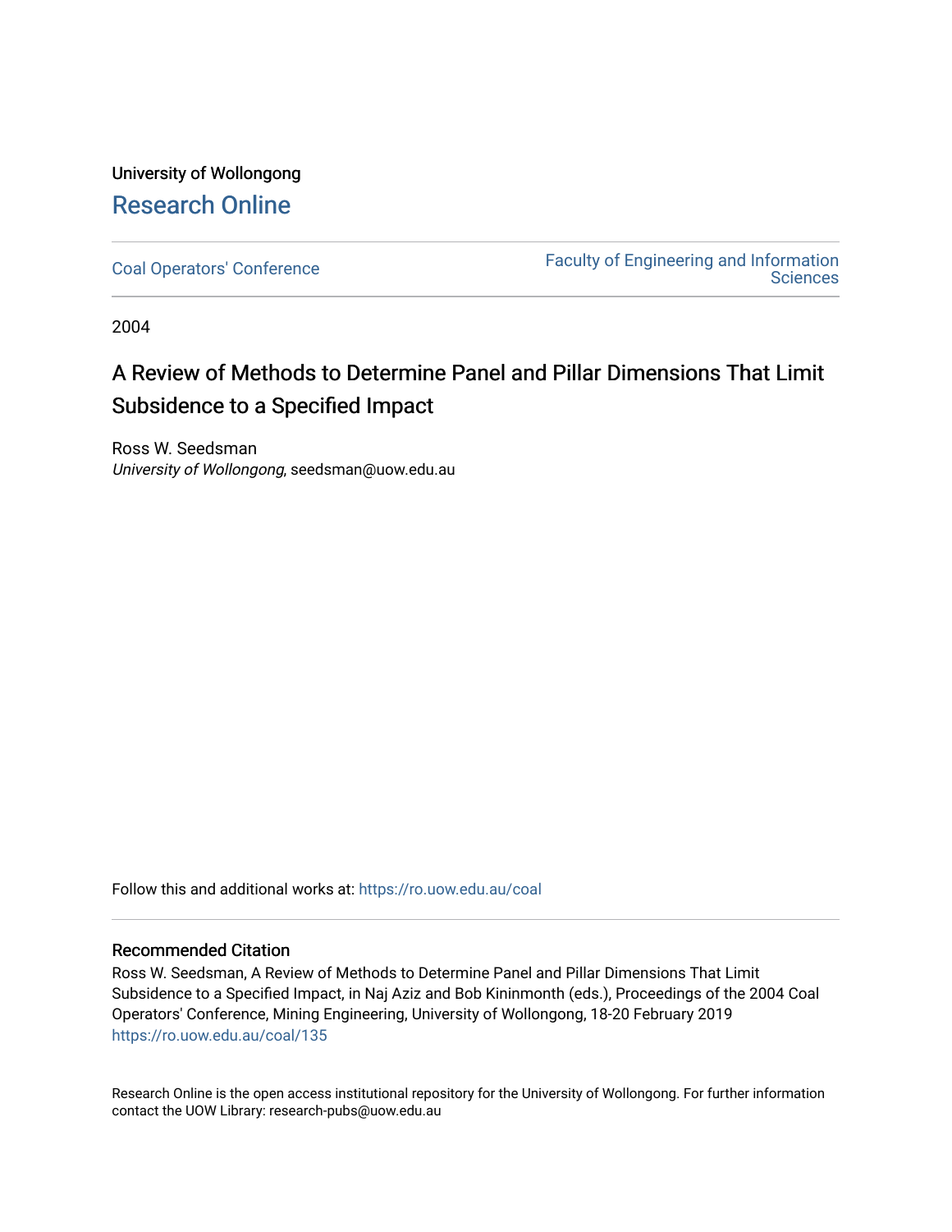University of Wollongong

# Research Online

Coal Operators' Conference

Faculty of Engineering and Information Sciences

2004

## A Review of Methods to Determine Panel and Pillar Dimensions That Limit Subsidence to a Specified Impact

Ross W. Seedsman
*University of Wollongong*, seedsman@uow.edu.au

Follow this and additional works at: https://ro.uow.edu.au/coal

### Recommended Citation

Ross W. Seedsman, A Review of Methods to Determine Panel and Pillar Dimensions That Limit Subsidence to a Specified Impact, in Naj Aziz and Bob Kininmonth (eds.), Proceedings of the 2004 Coal Operators' Conference, Mining Engineering, University of Wollongong, 18-20 February 2019
https://ro.uow.edu.au/coal/135

Research Online is the open access institutional repository for the University of Wollongong. For further information contact the UOW Library: research-pubs@uow.edu.au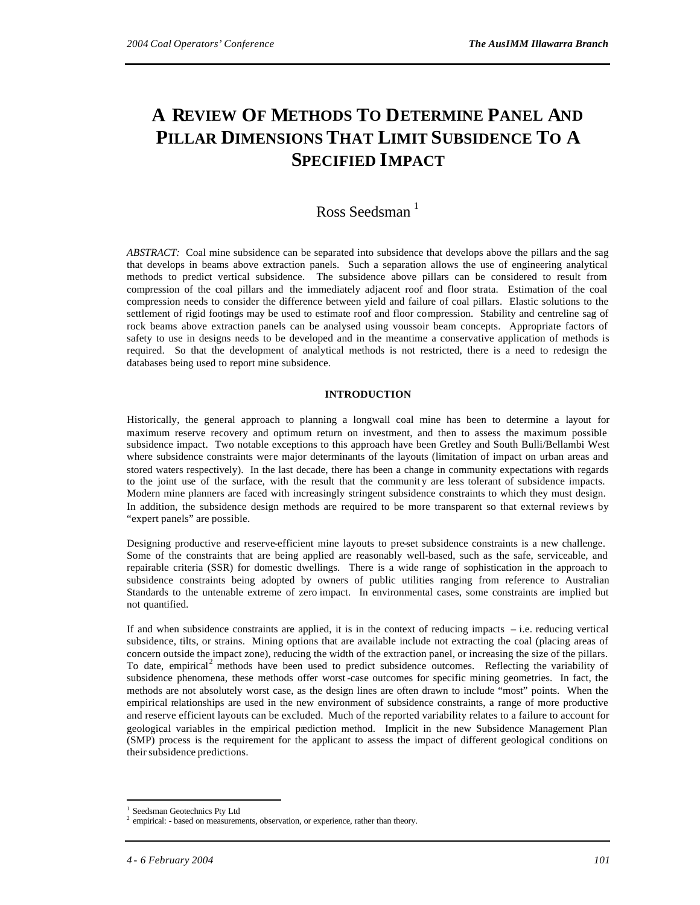# A REVIEW OF METHODS TO DETERMINE PANEL AND PILLAR DIMENSIONS THAT LIMIT SUBSIDENCE TO A SPECIFIED IMPACT

Ross Seedsman [1]

*ABSTRACT:* Coal mine subsidence can be separated into subsidence that develops above the pillars and the sag that develops in beams above extraction panels. Such a separation allows the use of engineering analytical methods to predict vertical subsidence. The subsidence above pillars can be considered to result from compression of the coal pillars and the immediately adjacent roof and floor strata. Estimation of the coal compression needs to consider the difference between yield and failure of coal pillars. Elastic solutions to the settlement of rigid footings may be used to estimate roof and floor compression. Stability and centreline sag of rock beams above extraction panels can be analysed using voussoir beam concepts. Appropriate factors of safety to use in designs needs to be developed and in the meantime a conservative application of methods is required. So that the development of analytical methods is not restricted, there is a need to redesign the databases being used to report mine subsidence.

## INTRODUCTION

Historically, the general approach to planning a longwall coal mine has been to determine a layout for maximum reserve recovery and optimum return on investment, and then to assess the maximum possible subsidence impact. Two notable exceptions to this approach have been Gretley and South Bulli/Bellambi West where subsidence constraints were major determinants of the layouts (limitation of impact on urban areas and stored waters respectively). In the last decade, there has been a change in community expectations with regards to the joint use of the surface, with the result that the community are less tolerant of subsidence impacts. Modern mine planners are faced with increasingly stringent subsidence constraints to which they must design. In addition, the subsidence design methods are required to be more transparent so that external reviews by "expert panels" are possible.

Designing productive and reserve-efficient mine layouts to pre-set subsidence constraints is a new challenge. Some of the constraints that are being applied are reasonably well-based, such as the safe, serviceable, and repairable criteria (SSR) for domestic dwellings. There is a wide range of sophistication in the approach to subsidence constraints being adopted by owners of public utilities ranging from reference to Australian Standards to the untenable extreme of zero impact. In environmental cases, some constraints are implied but not quantified.

If and when subsidence constraints are applied, it is in the context of reducing impacts – i.e. reducing vertical subsidence, tilts, or strains. Mining options that are available include not extracting the coal (placing areas of concern outside the impact zone), reducing the width of the extraction panel, or increasing the size of the pillars. To date, empirical[2] methods have been used to predict subsidence outcomes. Reflecting the variability of subsidence phenomena, these methods offer worst-case outcomes for specific mining geometries. In fact, the methods are not absolutely worst case, as the design lines are often drawn to include "most" points. When the empirical relationships are used in the new environment of subsidence constraints, a range of more productive and reserve efficient layouts can be excluded. Much of the reported variability relates to a failure to account for geological variables in the empirical prediction method. Implicit in the new Subsidence Management Plan (SMP) process is the requirement for the applicant to assess the impact of different geological conditions on their subsidence predictions.

---

[1] Seedsman Geotechnics Pty Ltd

[2] empirical: - based on measurements, observation, or experience, rather than theory.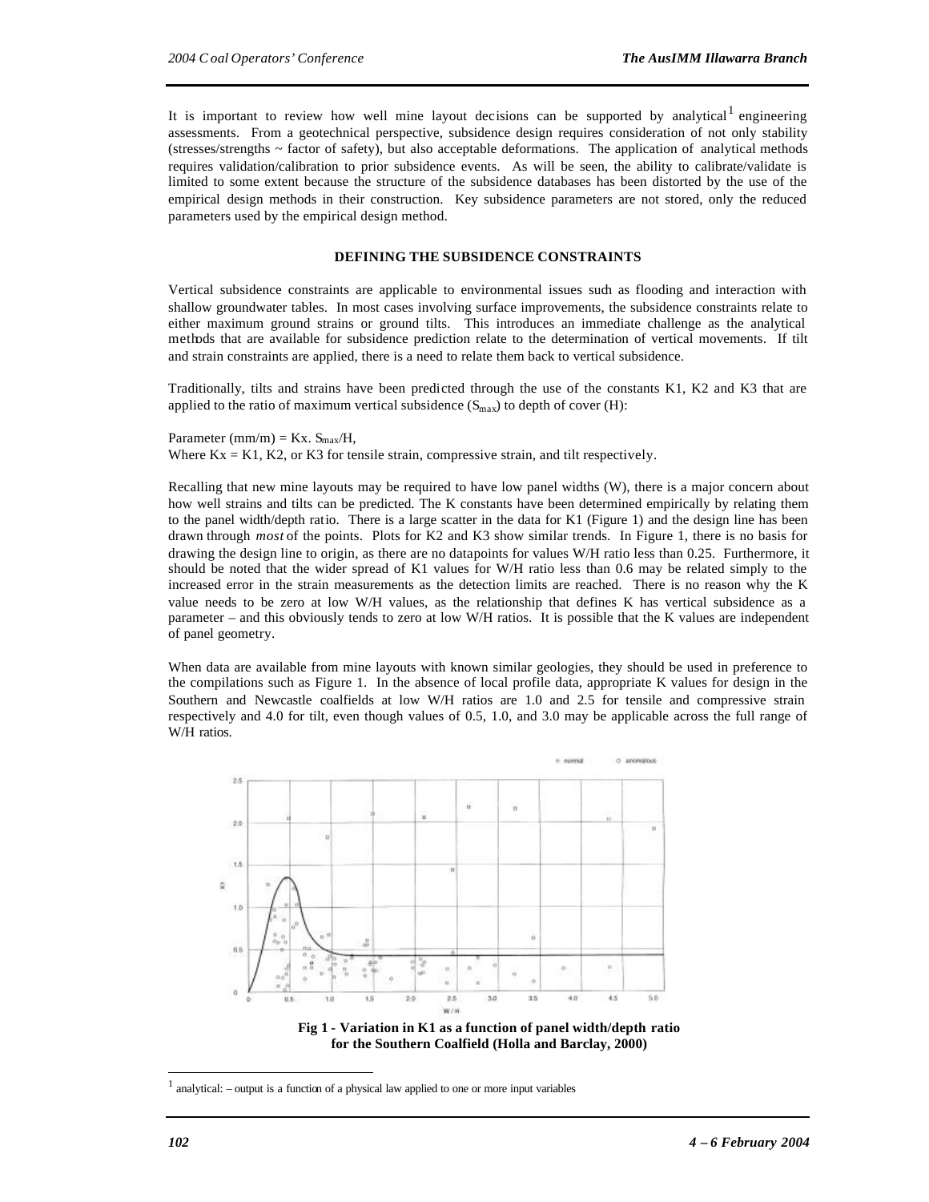It is important to review how well mine layout decisions can be supported by analytical[1] engineering assessments. From a geotechnical perspective, subsidence design requires consideration of not only stability (stresses/strengths ~ factor of safety), but also acceptable deformations. The application of analytical methods requires validation/calibration to prior subsidence events. As will be seen, the ability to calibrate/validate is limited to some extent because the structure of the subsidence databases has been distorted by the use of the empirical design methods in their construction. Key subsidence parameters are not stored, only the reduced parameters used by the empirical design method.

## DEFINING THE SUBSIDENCE CONSTRAINTS

Vertical subsidence constraints are applicable to environmental issues such as flooding and interaction with shallow groundwater tables. In most cases involving surface improvements, the subsidence constraints relate to either maximum ground strains or ground tilts. This introduces an immediate challenge as the analytical methods that are available for subsidence prediction relate to the determination of vertical movements. If tilt and strain constraints are applied, there is a need to relate them back to vertical subsidence.

Traditionally, tilts and strains have been predicted through the use of the constants K1, K2 and K3 that are applied to the ratio of maximum vertical subsidence ($S_{max}$) to depth of cover (H):

Parameter (mm/m) = Kx. $S_{max}$/H,
Where Kx = K1, K2, or K3 for tensile strain, compressive strain, and tilt respectively.

Recalling that new mine layouts may be required to have low panel widths (W), there is a major concern about how well strains and tilts can be predicted. The K constants have been determined empirically by relating them to the panel width/depth ratio. There is a large scatter in the data for K1 (Figure 1) and the design line has been drawn through *most* of the points. Plots for K2 and K3 show similar trends. In Figure 1, there is no basis for drawing the design line to origin, as there are no datapoints for values W/H ratio less than 0.25. Furthermore, it should be noted that the wider spread of K1 values for W/H ratio less than 0.6 may be related simply to the increased error in the strain measurements as the detection limits are reached. There is no reason why the K value needs to be zero at low W/H values, as the relationship that defines K has vertical subsidence as a parameter – and this obviously tends to zero at low W/H ratios. It is possible that the K values are independent of panel geometry.

When data are available from mine layouts with known similar geologies, they should be used in preference to the compilations such as Figure 1. In the absence of local profile data, appropriate K values for design in the Southern and Newcastle coalfields at low W/H ratios are 1.0 and 2.5 for tensile and compressive strain respectively and 4.0 for tilt, even though values of 0.5, 1.0, and 3.0 may be applicable across the full range of W/H ratios.

**Fig 1 - Variation in K1 as a function of panel width/depth ratio for the Southern Coalfield (Holla and Barclay, 2000)**

[1] analytical: – output is a function of a physical law applied to one or more input variables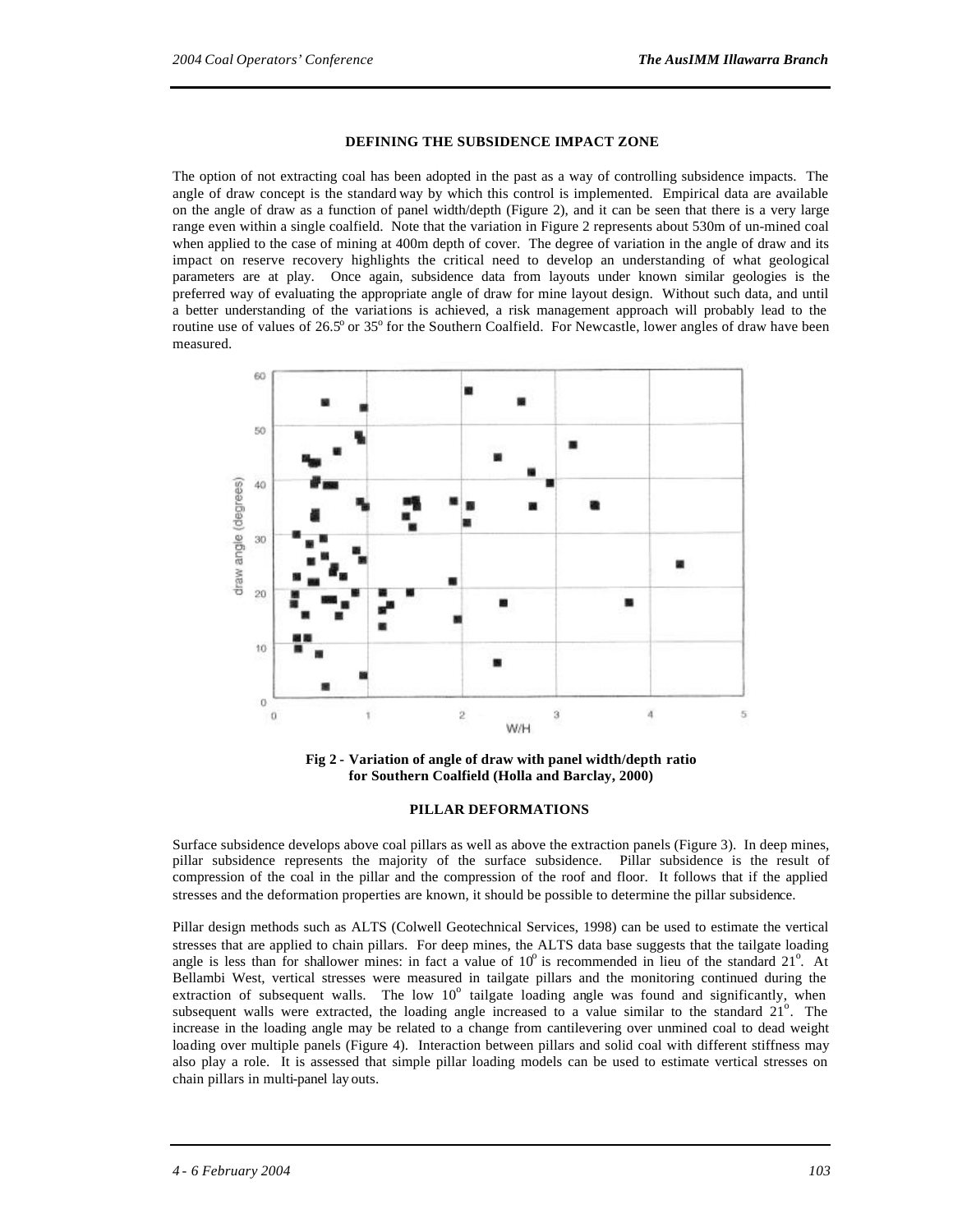## DEFINING THE SUBSIDENCE IMPACT ZONE

The option of not extracting coal has been adopted in the past as a way of controlling subsidence impacts. The angle of draw concept is the standard way by which this control is implemented. Empirical data are available on the angle of draw as a function of panel width/depth (Figure 2), and it can be seen that there is a very large range even within a single coalfield. Note that the variation in Figure 2 represents about 530m of un-mined coal when applied to the case of mining at 400m depth of cover. The degree of variation in the angle of draw and its impact on reserve recovery highlights the critical need to develop an understanding of what geological parameters are at play. Once again, subsidence data from layouts under known similar geologies is the preferred way of evaluating the appropriate angle of draw for mine layout design. Without such data, and until a better understanding of the variations is achieved, a risk management approach will probably lead to the routine use of values of 26.5° or 35° for the Southern Coalfield. For Newcastle, lower angles of draw have been measured.

**Fig 2 - Variation of angle of draw with panel width/depth ratio for Southern Coalfield (Holla and Barclay, 2000)**

## PILLAR DEFORMATIONS

Surface subsidence develops above coal pillars as well as above the extraction panels (Figure 3). In deep mines, pillar subsidence represents the majority of the surface subsidence. Pillar subsidence is the result of compression of the coal in the pillar and the compression of the roof and floor. It follows that if the applied stresses and the deformation properties are known, it should be possible to determine the pillar subsidence.

Pillar design methods such as ALTS (Colwell Geotechnical Services, 1998) can be used to estimate the vertical stresses that are applied to chain pillars. For deep mines, the ALTS data base suggests that the tailgate loading angle is less than for shallower mines: in fact a value of 10° is recommended in lieu of the standard 21°. At Bellambi West, vertical stresses were measured in tailgate pillars and the monitoring continued during the extraction of subsequent walls. The low 10° tailgate loading angle was found and significantly, when subsequent walls were extracted, the loading angle increased to a value similar to the standard 21°. The increase in the loading angle may be related to a change from cantilevering over unmined coal to dead weight loading over multiple panels (Figure 4). Interaction between pillars and solid coal with different stiffness may also play a role. It is assessed that simple pillar loading models can be used to estimate vertical stresses on chain pillars in multi-panel lay outs.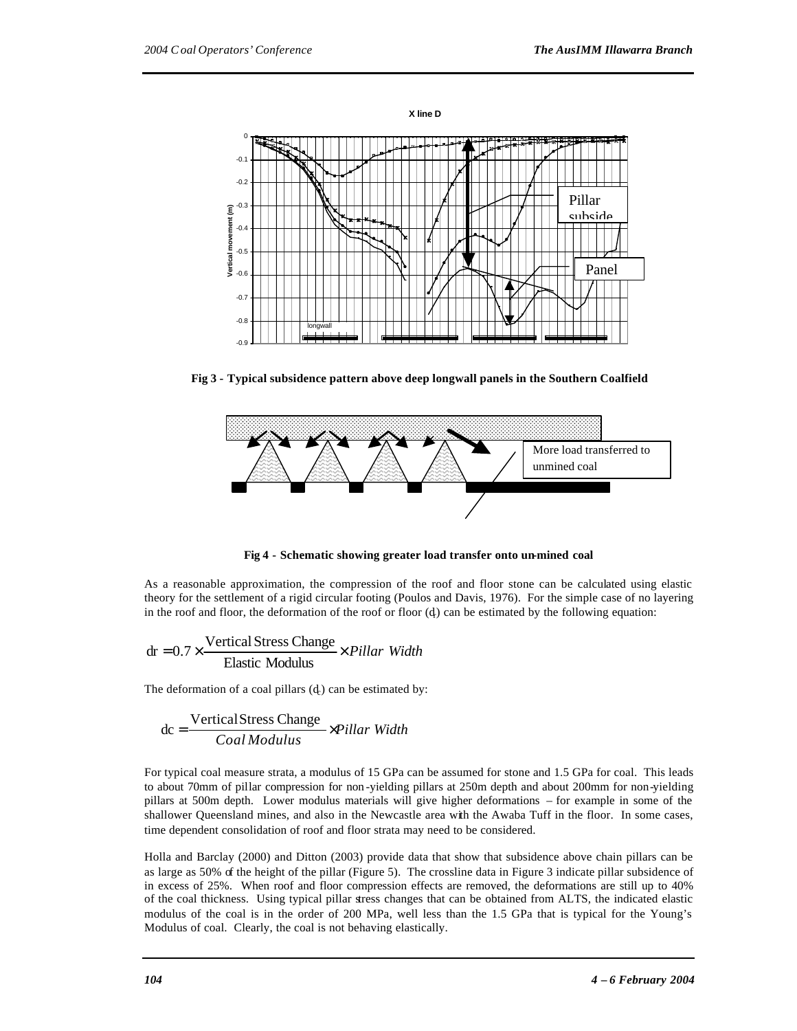**Fig 3 - Typical subsidence pattern above deep longwall panels in the Southern Coalfield**

**Fig 4 - Schematic showing greater load transfer onto un-mined coal**

As a reasonable approximation, the compression of the roof and floor stone can be calculated using elastic theory for the settlement of a rigid circular footing (Poulos and Davis, 1976). For the simple case of no layering in the roof and floor, the deformation of the roof or floor ($d_r$) can be estimated by the following equation:

$$\mathrm{dr} = 0.7 \times \frac{\text{Vertical Stress Change}}{\text{Elastic Modulus}} \times Pillar\ Width$$

The deformation of a coal pillars ($d_c$) can be estimated by:

$$\mathrm{dc} = \frac{\text{Vertical Stress Change}}{Coal\ Modulus} \times Pillar\ Width$$

For typical coal measure strata, a modulus of 15 GPa can be assumed for stone and 1.5 GPa for coal. This leads to about 70mm of pillar compression for non-yielding pillars at 250m depth and about 200mm for non-yielding pillars at 500m depth. Lower modulus materials will give higher deformations – for example in some of the shallower Queensland mines, and also in the Newcastle area with the Awaba Tuff in the floor. In some cases, time dependent consolidation of roof and floor strata may need to be considered.

Holla and Barclay (2000) and Ditton (2003) provide data that show that subsidence above chain pillars can be as large as 50% of the height of the pillar (Figure 5). The crossline data in Figure 3 indicate pillar subsidence of in excess of 25%. When roof and floor compression effects are removed, the deformations are still up to 40% of the coal thickness. Using typical pillar stress changes that can be obtained from ALTS, the indicated elastic modulus of the coal is in the order of 200 MPa, well less than the 1.5 GPa that is typical for the Young's Modulus of coal. Clearly, the coal is not behaving elastically.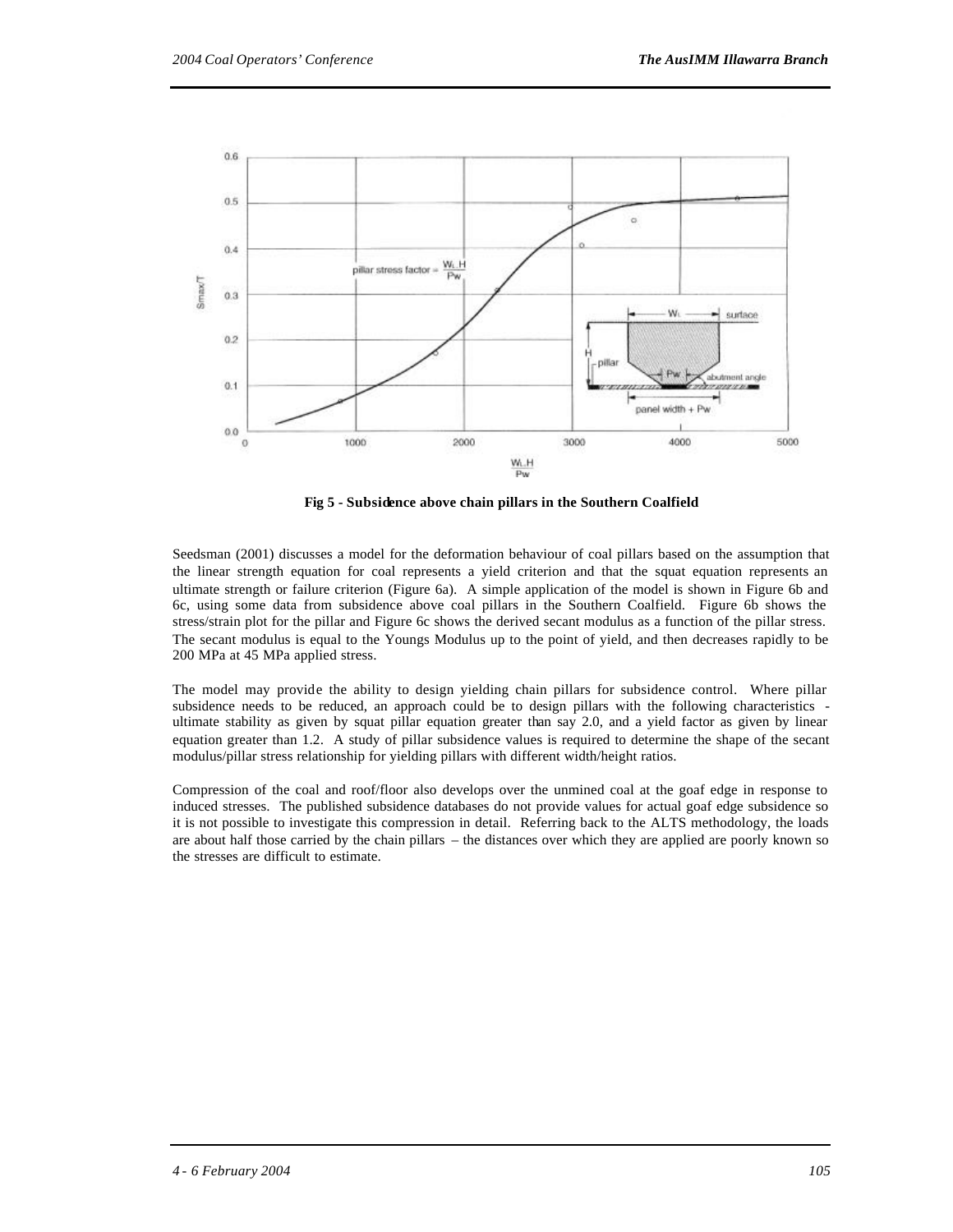**Fig 5 - Subsidence above chain pillars in the Southern Coalfield**

Seedsman (2001) discusses a model for the deformation behaviour of coal pillars based on the assumption that the linear strength equation for coal represents a yield criterion and that the squat equation represents an ultimate strength or failure criterion (Figure 6a). A simple application of the model is shown in Figure 6b and 6c, using some data from subsidence above coal pillars in the Southern Coalfield. Figure 6b shows the stress/strain plot for the pillar and Figure 6c shows the derived secant modulus as a function of the pillar stress. The secant modulus is equal to the Youngs Modulus up to the point of yield, and then decreases rapidly to be 200 MPa at 45 MPa applied stress.

The model may provide the ability to design yielding chain pillars for subsidence control. Where pillar subsidence needs to be reduced, an approach could be to design pillars with the following characteristics - ultimate stability as given by squat pillar equation greater than say 2.0, and a yield factor as given by linear equation greater than 1.2. A study of pillar subsidence values is required to determine the shape of the secant modulus/pillar stress relationship for yielding pillars with different width/height ratios.

Compression of the coal and roof/floor also develops over the unmined coal at the goaf edge in response to induced stresses. The published subsidence databases do not provide values for actual goaf edge subsidence so it is not possible to investigate this compression in detail. Referring back to the ALTS methodology, the loads are about half those carried by the chain pillars – the distances over which they are applied are poorly known so the stresses are difficult to estimate.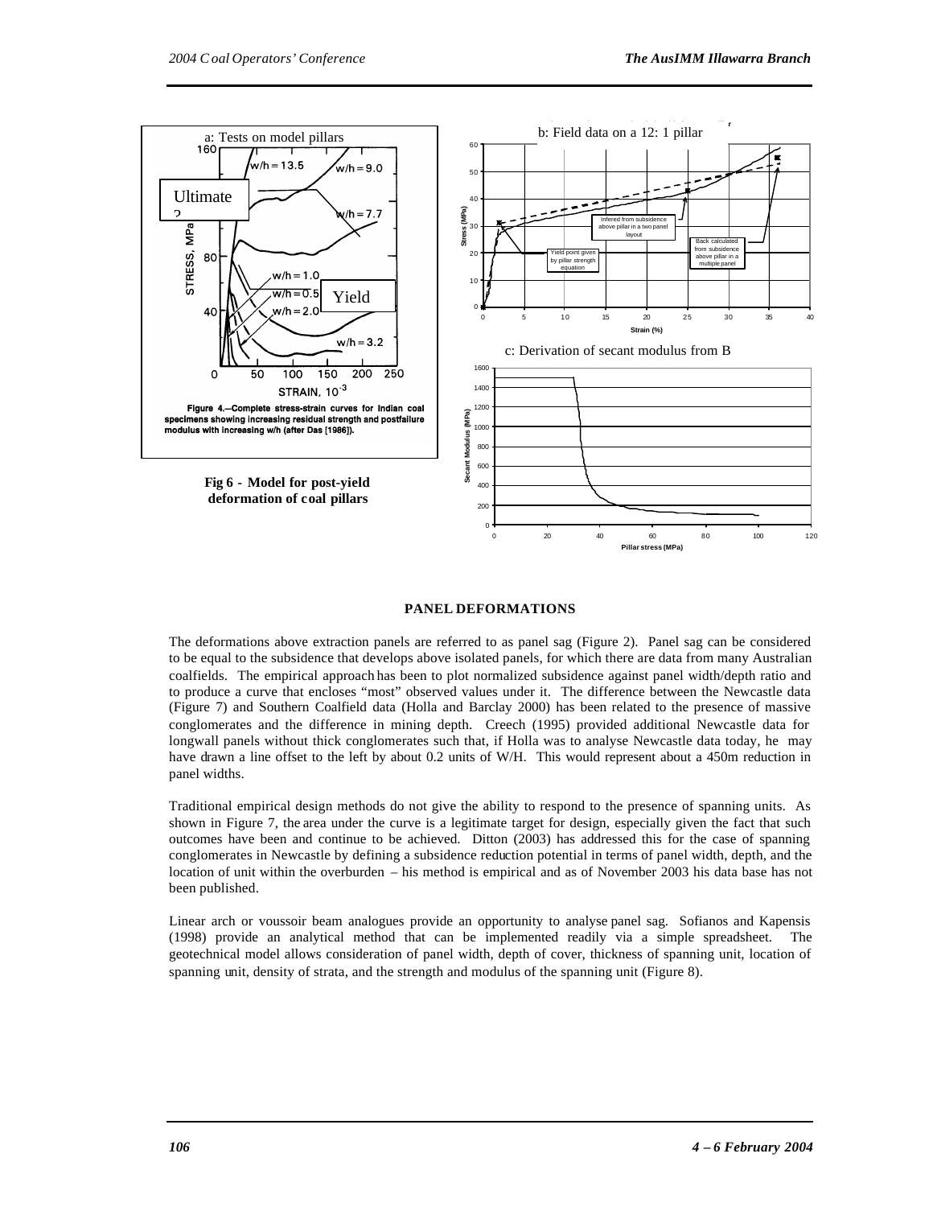Fig 6 - Model for post-yield deformation of coal pillars

## PANEL DEFORMATIONS

The deformations above extraction panels are referred to as panel sag (Figure 2). Panel sag can be considered to be equal to the subsidence that develops above isolated panels, for which there are data from many Australian coalfields. The empirical approach has been to plot normalized subsidence against panel width/depth ratio and to produce a curve that encloses "most" observed values under it. The difference between the Newcastle data (Figure 7) and Southern Coalfield data (Holla and Barclay 2000) has been related to the presence of massive conglomerates and the difference in mining depth. Creech (1995) provided additional Newcastle data for longwall panels without thick conglomerates such that, if Holla was to analyse Newcastle data today, he may have drawn a line offset to the left by about 0.2 units of W/H. This would represent about a 450m reduction in panel widths.

Traditional empirical design methods do not give the ability to respond to the presence of spanning units. As shown in Figure 7, the area under the curve is a legitimate target for design, especially given the fact that such outcomes have been and continue to be achieved. Ditton (2003) has addressed this for the case of spanning conglomerates in Newcastle by defining a subsidence reduction potential in terms of panel width, depth, and the location of unit within the overburden – his method is empirical and as of November 2003 his data base has not been published.

Linear arch or voussoir beam analogues provide an opportunity to analyse panel sag. Sofianos and Kapensis (1998) provide an analytical method that can be implemented readily via a simple spreadsheet. The geotechnical model allows consideration of panel width, depth of cover, thickness of spanning unit, location of spanning unit, density of strata, and the strength and modulus of the spanning unit (Figure 8).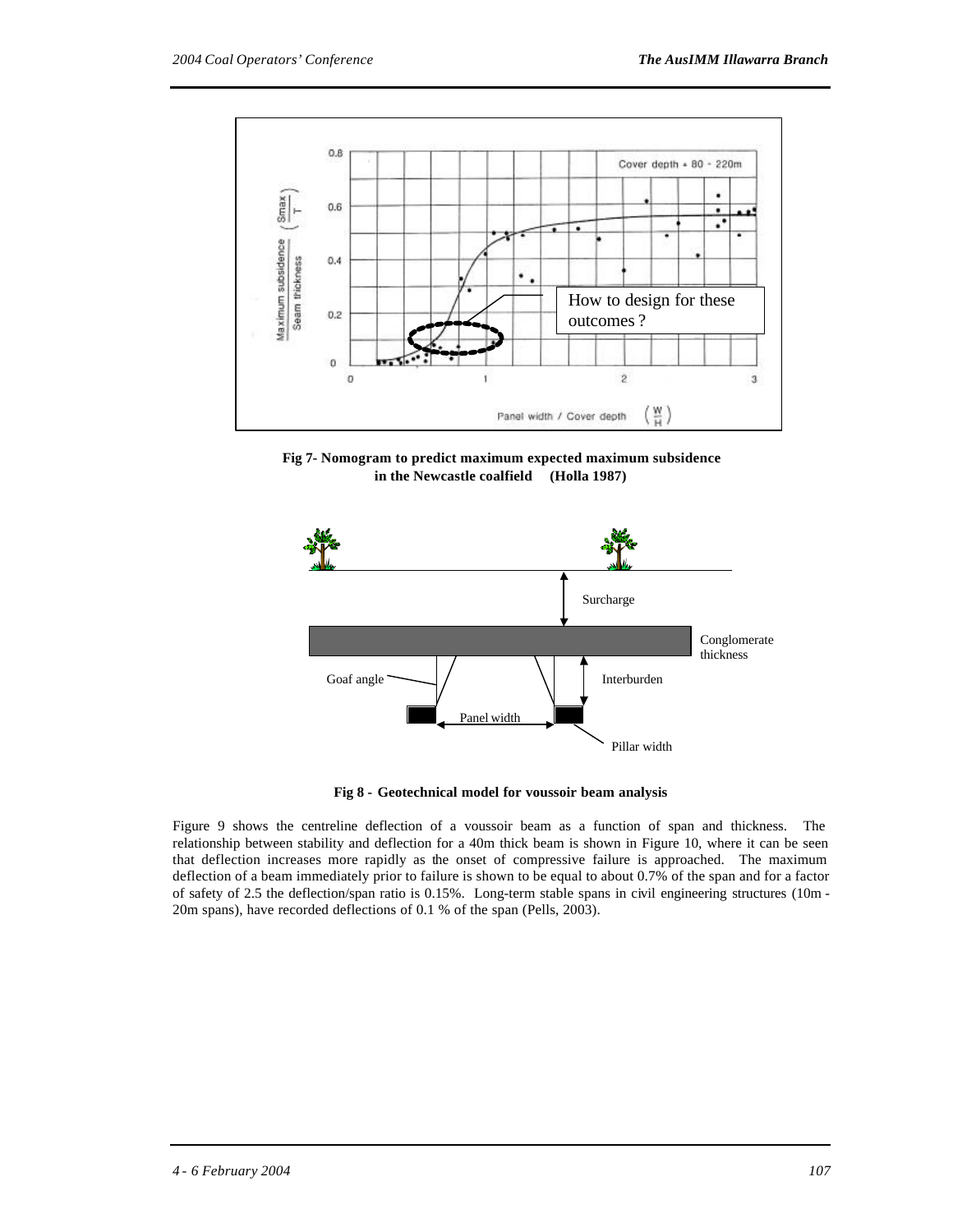**Fig 7- Nomogram to predict maximum expected maximum subsidence in the Newcastle coalfield (Holla 1987)**

**Fig 8 - Geotechnical model for voussoir beam analysis**

Figure 9 shows the centreline deflection of a voussoir beam as a function of span and thickness. The relationship between stability and deflection for a 40m thick beam is shown in Figure 10, where it can be seen that deflection increases more rapidly as the onset of compressive failure is approached. The maximum deflection of a beam immediately prior to failure is shown to be equal to about 0.7% of the span and for a factor of safety of 2.5 the deflection/span ratio is 0.15%. Long-term stable spans in civil engineering structures (10m - 20m spans), have recorded deflections of 0.1 % of the span (Pells, 2003).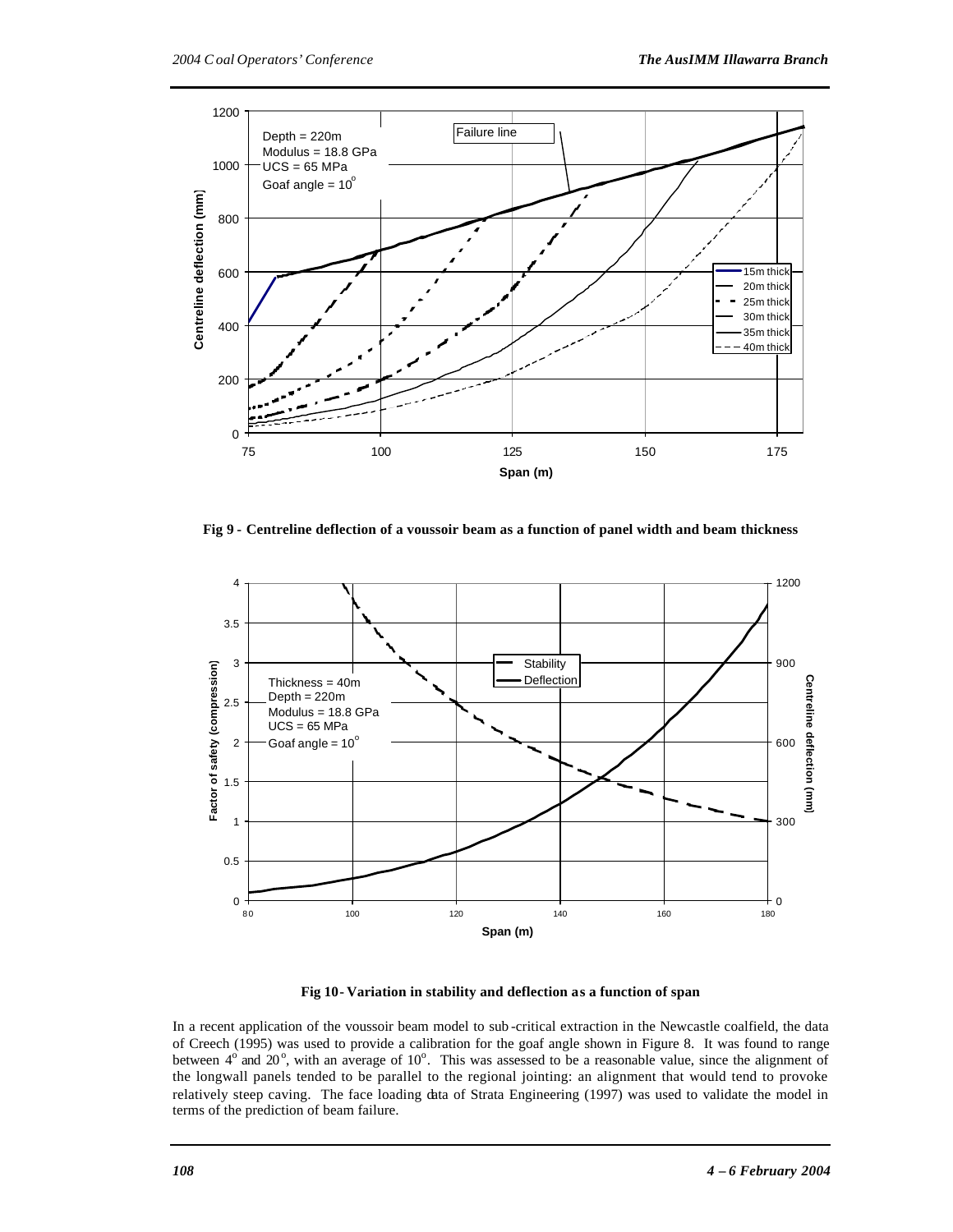Fig 9 - Centreline deflection of a voussoir beam as a function of panel width and beam thickness

Fig 10 - Variation in stability and deflection as a function of span

In a recent application of the voussoir beam model to sub-critical extraction in the Newcastle coalfield, the data of Creech (1995) was used to provide a calibration for the goaf angle shown in Figure 8. It was found to range between $4^o$ and $20^o$, with an average of $10^o$. This was assessed to be a reasonable value, since the alignment of the longwall panels tended to be parallel to the regional jointing: an alignment that would tend to provoke relatively steep caving. The face loading data of Strata Engineering (1997) was used to validate the model in terms of the prediction of beam failure.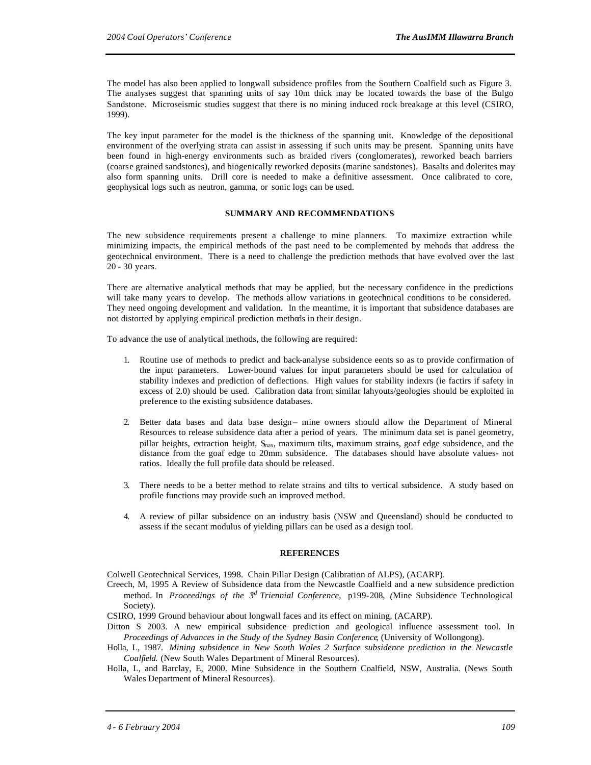The model has also been applied to longwall subsidence profiles from the Southern Coalfield such as Figure 3. The analyses suggest that spanning units of say 10m thick may be located towards the base of the Bulgo Sandstone. Microseismic studies suggest that there is no mining induced rock breakage at this level (CSIRO, 1999).

The key input parameter for the model is the thickness of the spanning unit. Knowledge of the depositional environment of the overlying strata can assist in assessing if such units may be present. Spanning units have been found in high-energy environments such as braided rivers (conglomerates), reworked beach barriers (coarse grained sandstones), and biogenically reworked deposits (marine sandstones). Basalts and dolerites may also form spanning units. Drill core is needed to make a definitive assessment. Once calibrated to core, geophysical logs such as neutron, gamma, or sonic logs can be used.

## SUMMARY AND RECOMMENDATIONS

The new subsidence requirements present a challenge to mine planners. To maximize extraction while minimizing impacts, the empirical methods of the past need to be complemented by mehods that address the geotechnical environment. There is a need to challenge the prediction methods that have evolved over the last 20 - 30 years.

There are alternative analytical methods that may be applied, but the necessary confidence in the predictions will take many years to develop. The methods allow variations in geotechnical conditions to be considered. They need ongoing development and validation. In the meantime, it is important that subsidence databases are not distorted by applying empirical prediction methods in their design.

To advance the use of analytical methods, the following are required:

1. Routine use of methods to predict and back-analyse subsidence eents so as to provide confirmation of the input parameters. Lower-bound values for input parameters should be used for calculation of stability indexes and prediction of deflections. High values for stability indexrs (ie factirs if safety in excess of 2.0) should be used. Calibration data from similar lahyouts/geologies should be exploited in preference to the existing subsidence databases.

2. Better data bases and data base design – mine owners should allow the Department of Mineral Resources to release subsidence data after a period of years. The minimum data set is panel geometry, pillar heights, extraction height, $S_{max}$, maximum tilts, maximum strains, goaf edge subsidence, and the distance from the goaf edge to 20mm subsidence. The databases should have absolute values- not ratios. Ideally the full profile data should be released.

3. There needs to be a better method to relate strains and tilts to vertical subsidence. A study based on profile functions may provide such an improved method.

4. A review of pillar subsidence on an industry basis (NSW and Queensland) should be conducted to assess if the secant modulus of yielding pillars can be used as a design tool.

## REFERENCES

Colwell Geotechnical Services, 1998. Chain Pillar Design (Calibration of ALPS), (ACARP).

Creech, M, 1995 A Review of Subsidence data from the Newcastle Coalfield and a new subsidence prediction method. In *Proceedings of the 3rd Triennial Conference,* p199-208, (Mine Subsidence Technological Society).

CSIRO, 1999 Ground behaviour about longwall faces and its effect on mining, (ACARP).

Ditton S 2003. A new empirical subsidence prediction and geological influence assessment tool. In *Proceedings of Advances in the Study of the Sydney Basin Conference*, (University of Wollongong).

Holla, L, 1987. *Mining subsidence in New South Wales 2 Surface subsidence prediction in the Newcastle Coalfield.* (New South Wales Department of Mineral Resources).

Holla, L, and Barclay, E, 2000. Mine Subsidence in the Southern Coalfield, NSW, Australia. (News South Wales Department of Mineral Resources).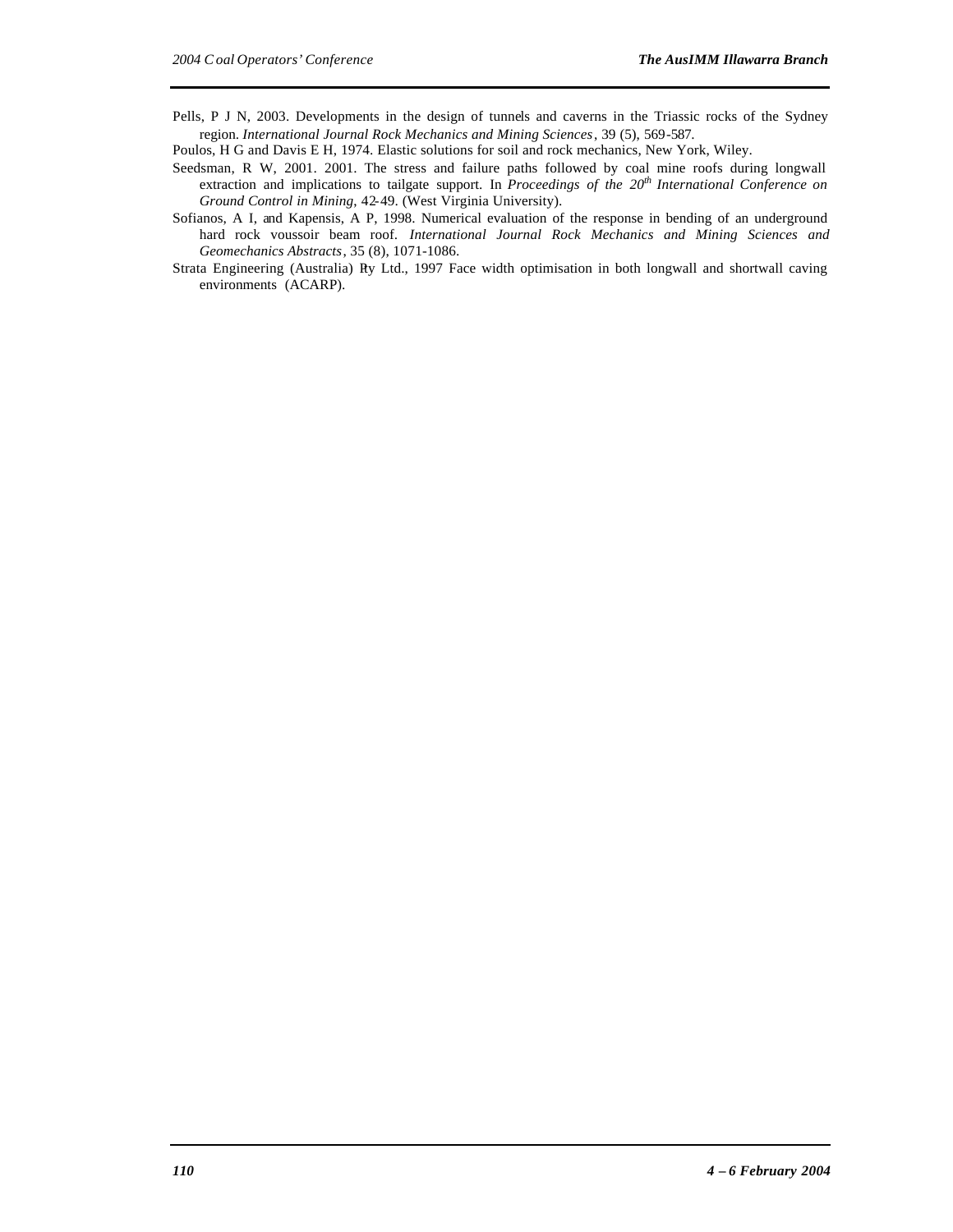Pells, P J N, 2003. Developments in the design of tunnels and caverns in the Triassic rocks of the Sydney region. *International Journal Rock Mechanics and Mining Sciences*, 39 (5), 569-587.

Poulos, H G and Davis E H, 1974. Elastic solutions for soil and rock mechanics, New York, Wiley.

Seedsman, R W, 2001. 2001. The stress and failure paths followed by coal mine roofs during longwall extraction and implications to tailgate support. In *Proceedings of the 20th International Conference on Ground Control in Mining*, 42-49. (West Virginia University).

Sofianos, A I, and Kapensis, A P, 1998. Numerical evaluation of the response in bending of an underground hard rock voussoir beam roof. *International Journal Rock Mechanics and Mining Sciences and Geomechanics Abstracts*, 35 (8), 1071-1086.

Strata Engineering (Australia) Pty Ltd., 1997 Face width optimisation in both longwall and shortwall caving environments (ACARP).